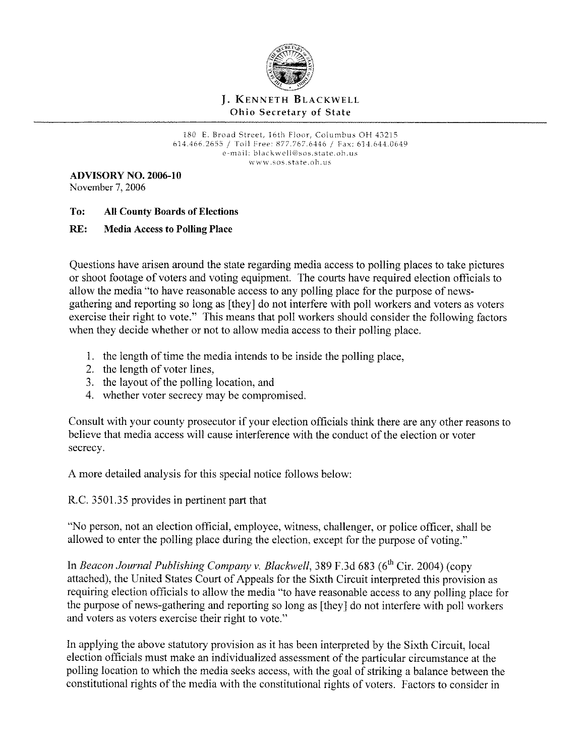**J. KENNETH BLACKWELL**
**Ohio Secretary of State**

180 E. Broad Street, 16th Floor, Columbus OH 43215
614.466.2655 / Toll Free: 877.767.6446 / Fax: 614.644.0649
e-mail: blackwell@sos.state.oh.us
www.sos.state.oh.us

**ADVISORY NO. 2006-10**
November 7, 2006

**To: All County Boards of Elections**

**RE: Media Access to Polling Place**

Questions have arisen around the state regarding media access to polling places to take pictures or shoot footage of voters and voting equipment. The courts have required election officials to allow the media "to have reasonable access to any polling place for the purpose of news-gathering and reporting so long as [they] do not interfere with poll workers and voters as voters exercise their right to vote." This means that poll workers should consider the following factors when they decide whether or not to allow media access to their polling place.

1. the length of time the media intends to be inside the polling place,
2. the length of voter lines,
3. the layout of the polling location, and
4. whether voter secrecy may be compromised.

Consult with your county prosecutor if your election officials think there are any other reasons to believe that media access will cause interference with the conduct of the election or voter secrecy.

A more detailed analysis for this special notice follows below:

R.C. 3501.35 provides in pertinent part that

"No person, not an election official, employee, witness, challenger, or police officer, shall be allowed to enter the polling place during the election, except for the purpose of voting."

In *Beacon Journal Publishing Company v. Blackwell*, 389 F.3d 683 (6th Cir. 2004) (copy attached), the United States Court of Appeals for the Sixth Circuit interpreted this provision as requiring election officials to allow the media "to have reasonable access to any polling place for the purpose of news-gathering and reporting so long as [they] do not interfere with poll workers and voters as voters exercise their right to vote."

In applying the above statutory provision as it has been interpreted by the Sixth Circuit, local election officials must make an individualized assessment of the particular circumstance at the polling location to which the media seeks access, with the goal of striking a balance between the constitutional rights of the media with the constitutional rights of voters. Factors to consider in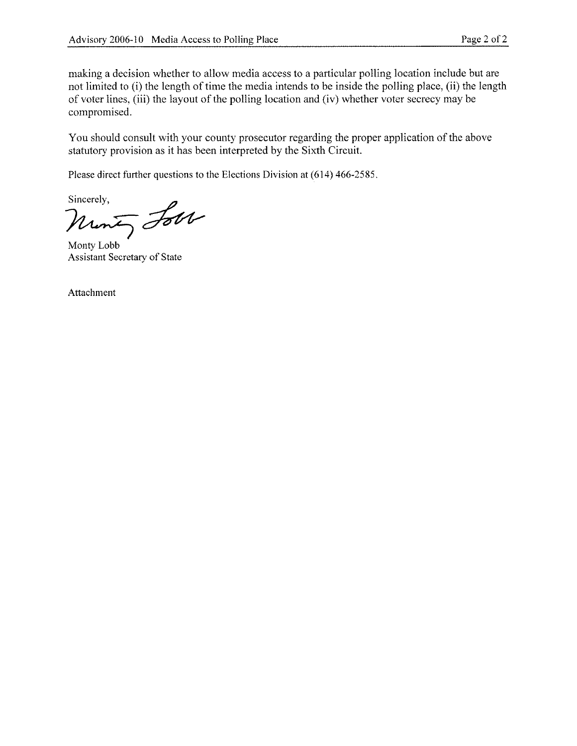making a decision whether to allow media access to a particular polling location include but are not limited to (i) the length of time the media intends to be inside the polling place, (ii) the length of voter lines, (iii) the layout of the polling location and (iv) whether voter secrecy may be compromised.

You should consult with your county prosecutor regarding the proper application of the above statutory provision as it has been interpreted by the Sixth Circuit.

Please direct further questions to the Elections Division at (614) 466-2585.

Sincerely,

Monty Lobb
Assistant Secretary of State

Attachment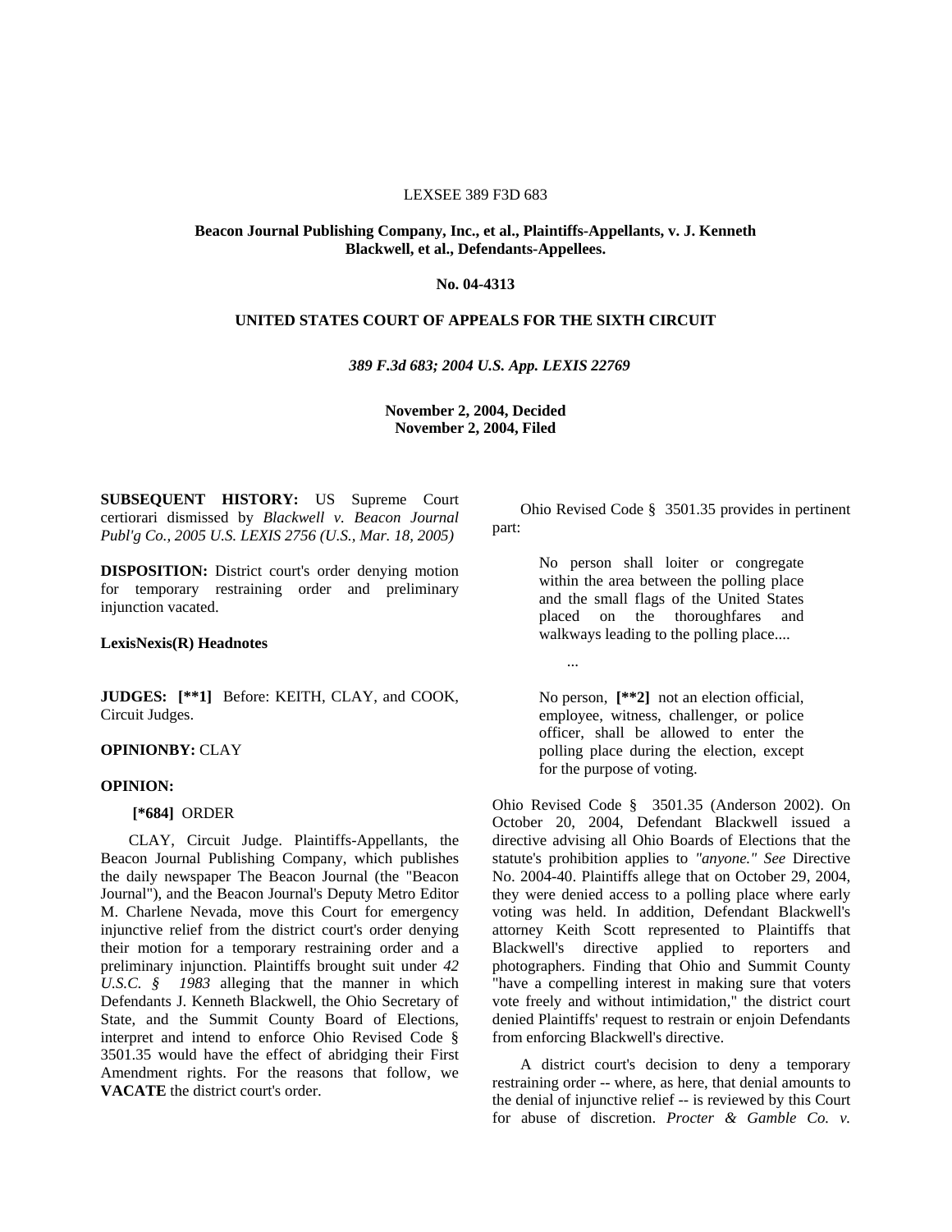LEXSEE 389 F3D 683

**Beacon Journal Publishing Company, Inc., et al., Plaintiffs-Appellants, v. J. Kenneth Blackwell, et al., Defendants-Appellees.**

**No. 04-4313**

**UNITED STATES COURT OF APPEALS FOR THE SIXTH CIRCUIT**

*389 F.3d 683; 2004 U.S. App. LEXIS 22769*

**November 2, 2004, Decided**
**November 2, 2004, Filed**

**SUBSEQUENT HISTORY:** US Supreme Court certiorari dismissed by *Blackwell v. Beacon Journal Publ'g Co., 2005 U.S. LEXIS 2756 (U.S., Mar. 18, 2005)*

**DISPOSITION:** District court's order denying motion for temporary restraining order and preliminary injunction vacated.

**LexisNexis(R) Headnotes**

**JUDGES:** **[\*\*1]** Before: KEITH, CLAY, and COOK, Circuit Judges.

**OPINIONBY:** CLAY

**OPINION:**

**[\*684]** ORDER

CLAY, Circuit Judge. Plaintiffs-Appellants, the Beacon Journal Publishing Company, which publishes the daily newspaper The Beacon Journal (the "Beacon Journal"), and the Beacon Journal's Deputy Metro Editor M. Charlene Nevada, move this Court for emergency injunctive relief from the district court's order denying their motion for a temporary restraining order and a preliminary injunction. Plaintiffs brought suit under *42 U.S.C. § 1983* alleging that the manner in which Defendants J. Kenneth Blackwell, the Ohio Secretary of State, and the Summit County Board of Elections, interpret and intend to enforce Ohio Revised Code § 3501.35 would have the effect of abridging their First Amendment rights. For the reasons that follow, we **VACATE** the district court's order.

Ohio Revised Code § 3501.35 provides in pertinent part:

> No person shall loiter or congregate within the area between the polling place and the small flags of the United States placed on the thoroughfares and walkways leading to the polling place....
>
> ...
>
> No person, **[\*\*2]** not an election official, employee, witness, challenger, or police officer, shall be allowed to enter the polling place during the election, except for the purpose of voting.

Ohio Revised Code § 3501.35 (Anderson 2002). On October 20, 2004, Defendant Blackwell issued a directive advising all Ohio Boards of Elections that the statute's prohibition applies to *"anyone." See* Directive No. 2004-40. Plaintiffs allege that on October 29, 2004, they were denied access to a polling place where early voting was held. In addition, Defendant Blackwell's attorney Keith Scott represented to Plaintiffs that Blackwell's directive applied to reporters and photographers. Finding that Ohio and Summit County "have a compelling interest in making sure that voters vote freely and without intimidation," the district court denied Plaintiffs' request to restrain or enjoin Defendants from enforcing Blackwell's directive.

A district court's decision to deny a temporary restraining order -- where, as here, that denial amounts to the denial of injunctive relief -- is reviewed by this Court for abuse of discretion. *Procter & Gamble Co. v.*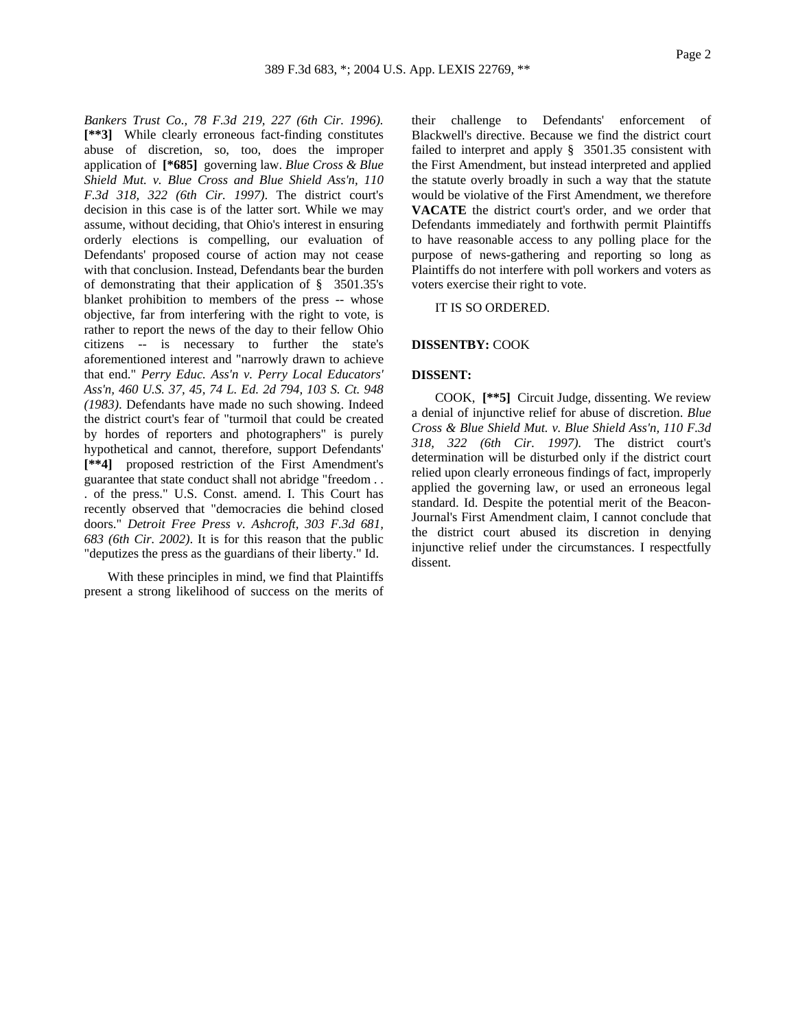*Bankers Trust Co.*, *78 F.3d 219, 227 (6th Cir. 1996).* **[**3]** While clearly erroneous fact-finding constitutes abuse of discretion, so, too, does the improper application of **[*685]** governing law. *Blue Cross & Blue Shield Mut. v. Blue Cross and Blue Shield Ass'n, 110 F.3d 318, 322 (6th Cir. 1997)*. The district court's decision in this case is of the latter sort. While we may assume, without deciding, that Ohio's interest in ensuring orderly elections is compelling, our evaluation of Defendants' proposed course of action may not cease with that conclusion. Instead, Defendants bear the burden of demonstrating that their application of § 3501.35's blanket prohibition to members of the press -- whose objective, far from interfering with the right to vote, is rather to report the news of the day to their fellow Ohio citizens -- is necessary to further the state's aforementioned interest and "narrowly drawn to achieve that end." *Perry Educ. Ass'n v. Perry Local Educators' Ass'n, 460 U.S. 37, 45, 74 L. Ed. 2d 794, 103 S. Ct. 948 (1983)*. Defendants have made no such showing. Indeed the district court's fear of "turmoil that could be created by hordes of reporters and photographers" is purely hypothetical and cannot, therefore, support Defendants' **[**4]** proposed restriction of the First Amendment's guarantee that state conduct shall not abridge "freedom . . . of the press." U.S. Const. amend. I. This Court has recently observed that "democracies die behind closed doors." *Detroit Free Press v. Ashcroft, 303 F.3d 681, 683 (6th Cir. 2002)*. It is for this reason that the public "deputizes the press as the guardians of their liberty." Id.

With these principles in mind, we find that Plaintiffs present a strong likelihood of success on the merits of their challenge to Defendants' enforcement of Blackwell's directive. Because we find the district court failed to interpret and apply § 3501.35 consistent with the First Amendment, but instead interpreted and applied the statute overly broadly in such a way that the statute would be violative of the First Amendment, we therefore **VACATE** the district court's order, and we order that Defendants immediately and forthwith permit Plaintiffs to have reasonable access to any polling place for the purpose of news-gathering and reporting so long as Plaintiffs do not interfere with poll workers and voters as voters exercise their right to vote.

IT IS SO ORDERED.

**DISSENTBY:** COOK

**DISSENT:**

COOK, **[**5]** Circuit Judge, dissenting. We review a denial of injunctive relief for abuse of discretion. *Blue Cross & Blue Shield Mut. v. Blue Shield Ass'n, 110 F.3d 318, 322 (6th Cir. 1997).* The district court's determination will be disturbed only if the district court relied upon clearly erroneous findings of fact, improperly applied the governing law, or used an erroneous legal standard. Id. Despite the potential merit of the Beacon-Journal's First Amendment claim, I cannot conclude that the district court abused its discretion in denying injunctive relief under the circumstances. I respectfully dissent.